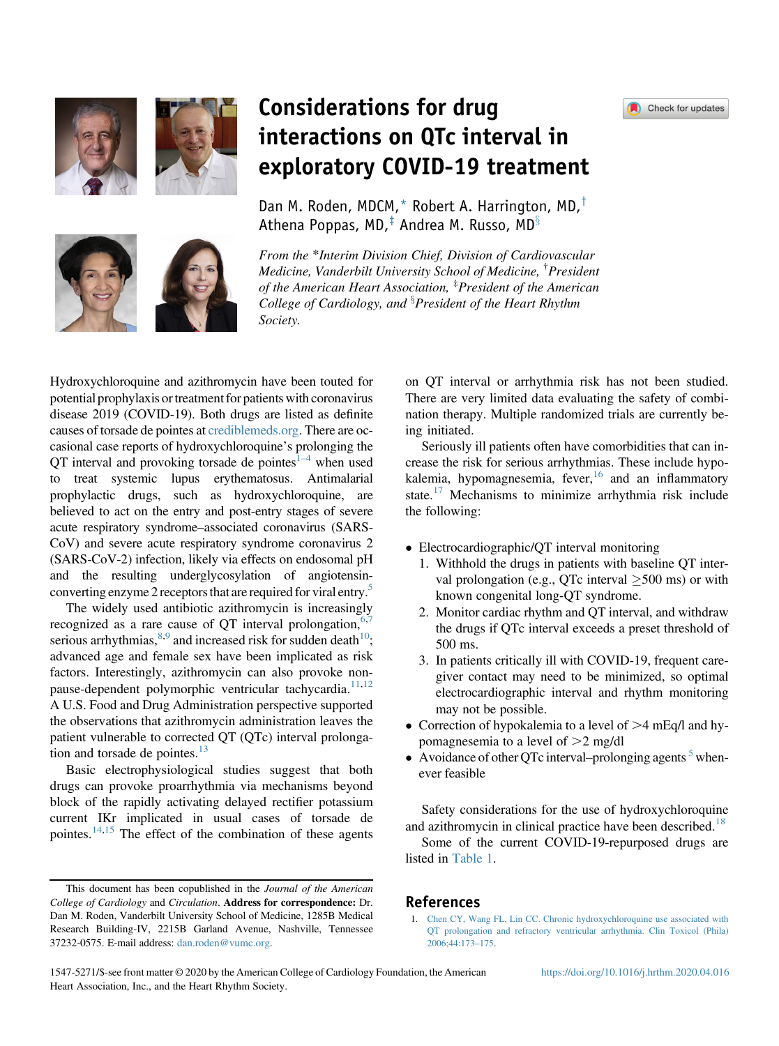# Considerations for drug interactions on QTc interval in exploratory COVID-19 treatment

Dan M. Roden, MDCM,[*] Robert A. Harrington, MD,[†] Athena Poppas, MD,[‡] Andrea M. Russo, MD[§]

*From the *Interim Division Chief, Division of Cardiovascular Medicine, Vanderbilt University School of Medicine, †President of the American Heart Association, ‡President of the American College of Cardiology, and §President of the Heart Rhythm Society.*

Hydroxychloroquine and azithromycin have been touted for potential prophylaxis or treatment for patients with coronavirus disease 2019 (COVID-19). Both drugs are listed as definite causes of torsade de pointes at crediblemeds.org. There are occasional case reports of hydroxychloroquine's prolonging the QT interval and provoking torsade de pointes[1–4] when used to treat systemic lupus erythematosus. Antimalarial prophylactic drugs, such as hydroxychloroquine, are believed to act on the entry and post-entry stages of severe acute respiratory syndrome–associated coronavirus (SARS-CoV) and severe acute respiratory syndrome coronavirus 2 (SARS-CoV-2) infection, likely via effects on endosomal pH and the resulting underglycosylation of angiotensin-converting enzyme 2 receptors that are required for viral entry.[5]

The widely used antibiotic azithromycin is increasingly recognized as a rare cause of QT interval prolongation,[6,7] serious arrhythmias,[8,9] and increased risk for sudden death[10]; advanced age and female sex have been implicated as risk factors. Interestingly, azithromycin can also provoke non-pause-dependent polymorphic ventricular tachycardia.[11,12] A U.S. Food and Drug Administration perspective supported the observations that azithromycin administration leaves the patient vulnerable to corrected QT (QTc) interval prolongation and torsade de pointes.[13]

Basic electrophysiological studies suggest that both drugs can provoke proarrhythmia via mechanisms beyond block of the rapidly activating delayed rectifier potassium current IKr implicated in usual cases of torsade de pointes.[14,15] The effect of the combination of these agents on QT interval or arrhythmia risk has not been studied. There are very limited data evaluating the safety of combination therapy. Multiple randomized trials are currently being initiated.

Seriously ill patients often have comorbidities that can increase the risk for serious arrhythmias. These include hypokalemia, hypomagnesemia, fever,[16] and an inflammatory state.[17] Mechanisms to minimize arrhythmia risk include the following:

- Electrocardiographic/QT interval monitoring
  1. Withhold the drugs in patients with baseline QT interval prolongation (e.g., QTc interval ≥500 ms) or with known congenital long-QT syndrome.
  2. Monitor cardiac rhythm and QT interval, and withdraw the drugs if QTc interval exceeds a preset threshold of 500 ms.
  3. In patients critically ill with COVID-19, frequent caregiver contact may need to be minimized, so optimal electrocardiographic interval and rhythm monitoring may not be possible.
- Correction of hypokalemia to a level of >4 mEq/l and hypomagnesemia to a level of >2 mg/dl
- Avoidance of other QTc interval–prolonging agents[5] whenever feasible

Safety considerations for the use of hydroxychloroquine and azithromycin in clinical practice have been described.[18]

Some of the current COVID-19-repurposed drugs are listed in Table 1.

This document has been copublished in the *Journal of the American College of Cardiology* and *Circulation*. **Address for correspondence:** Dr. Dan M. Roden, Vanderbilt University School of Medicine, 1285B Medical Research Building-IV, 2215B Garland Avenue, Nashville, Tennessee 37232-0575. E-mail address: dan.roden@vumc.org.

## References

1. Chen CY, Wang FL, Lin CC. Chronic hydroxychloroquine use associated with QT prolongation and refractory ventricular arrhythmia. Clin Toxicol (Phila) 2006;44:173–175.

1547-5271/$-see front matter © 2020 by the American College of Cardiology Foundation, the American Heart Association, Inc., and the Heart Rhythm Society.

https://doi.org/10.1016/j.hrthm.2020.04.016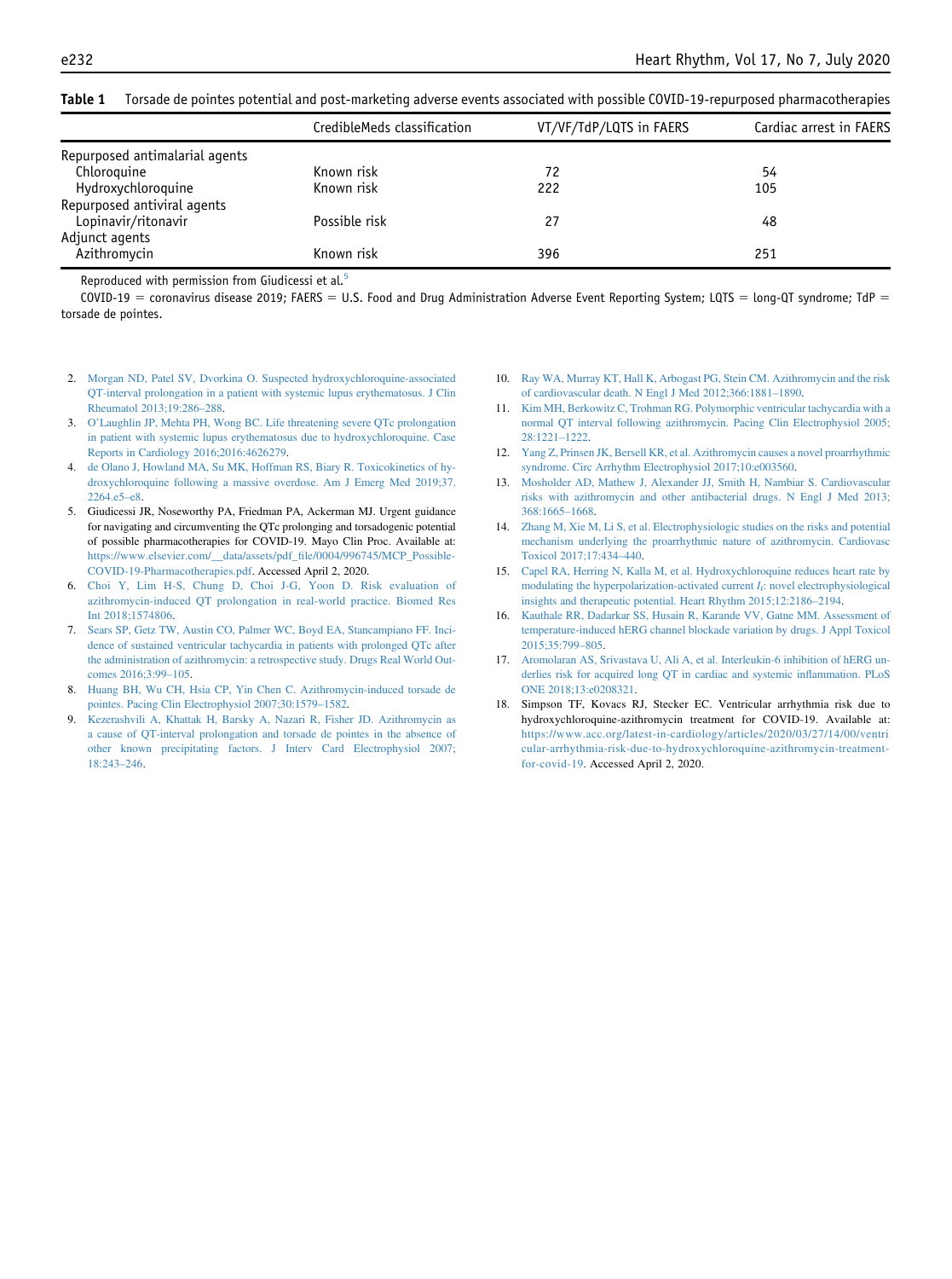**Table 1** Torsade de pointes potential and post-marketing adverse events associated with possible COVID-19-repurposed pharmacotherapies

| | CredibleMeds classification | VT/VF/TdP/LQTS in FAERS | Cardiac arrest in FAERS |
|---|---|---|---|
| Repurposed antimalarial agents | | | |
| Chloroquine | Known risk | 72 | 54 |
| Hydroxychloroquine | Known risk | 222 | 105 |
| Repurposed antiviral agents | | | |
| Lopinavir/ritonavir | Possible risk | 27 | 48 |
| Adjunct agents | | | |
| Azithromycin | Known risk | 396 | 251 |

Reproduced with permission from Giudicessi et al.[5]

COVID-19 = coronavirus disease 2019; FAERS = U.S. Food and Drug Administration Adverse Event Reporting System; LQTS = long-QT syndrome; TdP = torsade de pointes.

2. Morgan ND, Patel SV, Dvorkina O. Suspected hydroxychloroquine-associated QT-interval prolongation in a patient with systemic lupus erythematosus. J Clin Rheumatol 2013;19:286–288.
3. O'Laughlin JP, Mehta PH, Wong BC. Life threatening severe QTc prolongation in patient with systemic lupus erythematosus due to hydroxychloroquine. Case Reports in Cardiology 2016;2016:4626279.
4. de Olano J, Howland MA, Su MK, Hoffman RS, Biary R. Toxicokinetics of hydroxychloroquine following a massive overdose. Am J Emerg Med 2019;37.2264.e5–e8.
5. Giudicessi JR, Noseworthy PA, Friedman PA, Ackerman MJ. Urgent guidance for navigating and circumventing the QTc prolonging and torsadogenic potential of possible pharmacotherapies for COVID-19. Mayo Clin Proc. Available at: https://www.elsevier.com/__data/assets/pdf_file/0004/996745/MCP_Possible-COVID-19-Pharmacotherapies.pdf. Accessed April 2, 2020.
6. Choi Y, Lim H-S, Chung D, Choi J-G, Yoon D. Risk evaluation of azithromycin-induced QT prolongation in real-world practice. Biomed Res Int 2018;1574806.
7. Sears SP, Getz TW, Austin CO, Palmer WC, Boyd EA, Stancampiano FF. Incidence of sustained ventricular tachycardia in patients with prolonged QTc after the administration of azithromycin: a retrospective study. Drugs Real World Outcomes 2016;3:99–105.
8. Huang BH, Wu CH, Hsia CP, Yin Chen C. Azithromycin-induced torsade de pointes. Pacing Clin Electrophysiol 2007;30:1579–1582.
9. Kezerashvili A, Khattak H, Barsky A, Nazari R, Fisher JD. Azithromycin as a cause of QT-interval prolongation and torsade de pointes in the absence of other known precipitating factors. J Interv Card Electrophysiol 2007; 18:243–246.
10. Ray WA, Murray KT, Hall K, Arbogast PG, Stein CM. Azithromycin and the risk of cardiovascular death. N Engl J Med 2012;366:1881–1890.
11. Kim MH, Berkowitz C, Trohman RG. Polymorphic ventricular tachycardia with a normal QT interval following azithromycin. Pacing Clin Electrophysiol 2005; 28:1221–1222.
12. Yang Z, Prinsen JK, Bersell KR, et al. Azithromycin causes a novel proarrhythmic syndrome. Circ Arrhythm Electrophysiol 2017;10:e003560.
13. Mosholder AD, Mathew J, Alexander JJ, Smith H, Nambiar S. Cardiovascular risks with azithromycin and other antibacterial drugs. N Engl J Med 2013; 368:1665–1668.
14. Zhang M, Xie M, Li S, et al. Electrophysiologic studies on the risks and potential mechanism underlying the proarrhythmic nature of azithromycin. Cardiovasc Toxicol 2017;17:434–440.
15. Capel RA, Herring N, Kalla M, et al. Hydroxychloroquine reduces heart rate by modulating the hyperpolarization-activated current $I_f$: novel electrophysiological insights and therapeutic potential. Heart Rhythm 2015;12:2186–2194.
16. Kauthale RR, Dadarkar SS, Husain R, Karande VV, Gatne MM. Assessment of temperature-induced hERG channel blockade variation by drugs. J Appl Toxicol 2015;35:799–805.
17. Aromolaran AS, Srivastava U, Ali A, et al. Interleukin-6 inhibition of hERG underlies risk for acquired long QT in cardiac and systemic inflammation. PLoS ONE 2018;13:e0208321.
18. Simpson TF, Kovacs RJ, Stecker EC. Ventricular arrhythmia risk due to hydroxychloroquine-azithromycin treatment for COVID-19. Available at: https://www.acc.org/latest-in-cardiology/articles/2020/03/27/14/00/ventricular-arrhythmia-risk-due-to-hydroxychloroquine-azithromycin-treatment-for-covid-19. Accessed April 2, 2020.